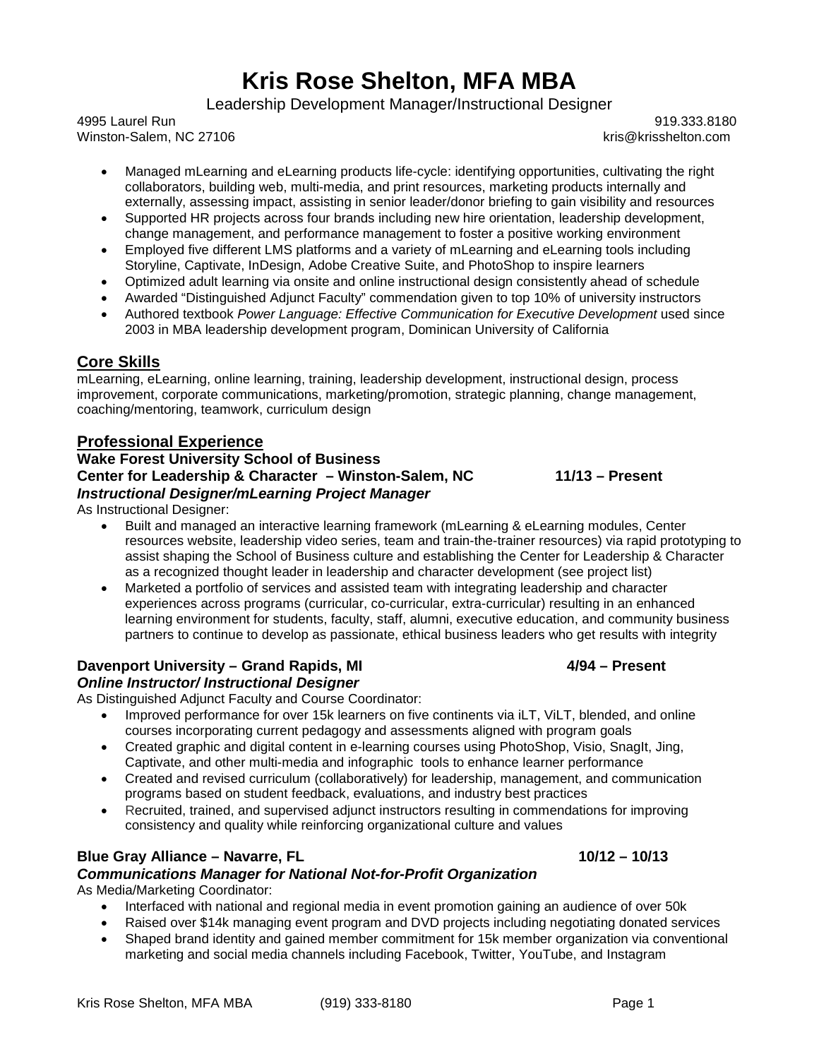# Kris Rose Shelton, MFA MBA

Leadership Development Manager/Instructional Designer

4995 Laurel Run
Winston-Salem, NC 27106

919.333.8180
kris@krisshelton.com

- Managed mLearning and eLearning products life-cycle: identifying opportunities, cultivating the right collaborators, building web, multi-media, and print resources, marketing products internally and externally, assessing impact, assisting in senior leader/donor briefing to gain visibility and resources
- Supported HR projects across four brands including new hire orientation, leadership development, change management, and performance management to foster a positive working environment
- Employed five different LMS platforms and a variety of mLearning and eLearning tools including Storyline, Captivate, InDesign, Adobe Creative Suite, and PhotoShop to inspire learners
- Optimized adult learning via onsite and online instructional design consistently ahead of schedule
- Awarded "Distinguished Adjunct Faculty" commendation given to top 10% of university instructors
- Authored textbook *Power Language: Effective Communication for Executive Development* used since 2003 in MBA leadership development program, Dominican University of California

## Core Skills

mLearning, eLearning, online learning, training, leadership development, instructional design, process improvement, corporate communications, marketing/promotion, strategic planning, change management, coaching/mentoring, teamwork, curriculum design

## Professional Experience

**Wake Forest University School of Business**
**Center for Leadership & Character – Winston-Salem, NC** **11/13 – Present**
***Instructional Designer/mLearning Project Manager***

As Instructional Designer:

- Built and managed an interactive learning framework (mLearning & eLearning modules, Center resources website, leadership video series, team and train-the-trainer resources) via rapid prototyping to assist shaping the School of Business culture and establishing the Center for Leadership & Character as a recognized thought leader in leadership and character development (see project list)
- Marketed a portfolio of services and assisted team with integrating leadership and character experiences across programs (curricular, co-curricular, extra-curricular) resulting in an enhanced learning environment for students, faculty, staff, alumni, executive education, and community business partners to continue to develop as passionate, ethical business leaders who get results with integrity

**Davenport University – Grand Rapids, MI** **4/94 – Present**
***Online Instructor/ Instructional Designer***

As Distinguished Adjunct Faculty and Course Coordinator:

- Improved performance for over 15k learners on five continents via iLT, ViLT, blended, and online courses incorporating current pedagogy and assessments aligned with program goals
- Created graphic and digital content in e-learning courses using PhotoShop, Visio, SnagIt, Jing, Captivate, and other multi-media and infographic tools to enhance learner performance
- Created and revised curriculum (collaboratively) for leadership, management, and communication programs based on student feedback, evaluations, and industry best practices
- Recruited, trained, and supervised adjunct instructors resulting in commendations for improving consistency and quality while reinforcing organizational culture and values

**Blue Gray Alliance – Navarre, FL** **10/12 – 10/13**
***Communications Manager for National Not-for-Profit Organization***

As Media/Marketing Coordinator:

- Interfaced with national and regional media in event promotion gaining an audience of over 50k
- Raised over $14k managing event program and DVD projects including negotiating donated services
- Shaped brand identity and gained member commitment for 15k member organization via conventional marketing and social media channels including Facebook, Twitter, YouTube, and Instagram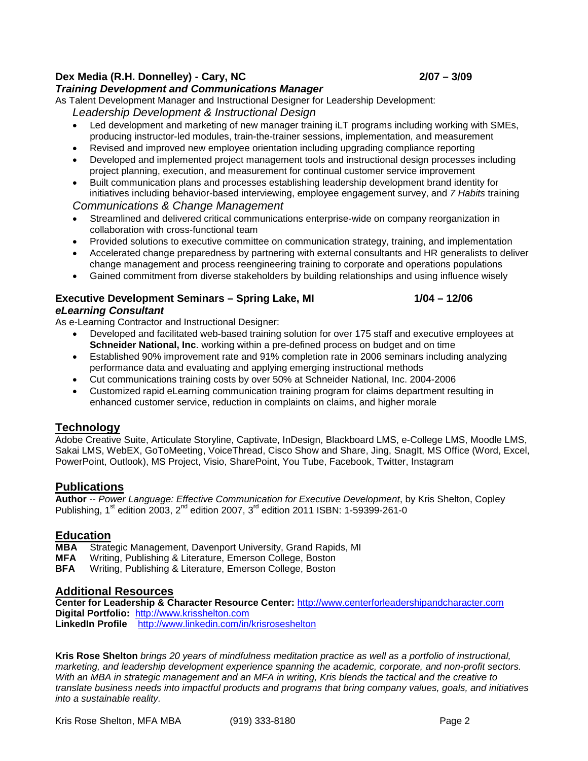**Dex Media (R.H. Donnelley) - Cary, NC** **2/07 – 3/09**
***Training Development and Communications Manager***

As Talent Development Manager and Instructional Designer for Leadership Development:

*Leadership Development & Instructional Design*

- Led development and marketing of new manager training iLT programs including working with SMEs, producing instructor-led modules, train-the-trainer sessions, implementation, and measurement
- Revised and improved new employee orientation including upgrading compliance reporting
- Developed and implemented project management tools and instructional design processes including project planning, execution, and measurement for continual customer service improvement
- Built communication plans and processes establishing leadership development brand identity for initiatives including behavior-based interviewing, employee engagement survey, and *7 Habits* training

*Communications & Change Management*

- Streamlined and delivered critical communications enterprise-wide on company reorganization in collaboration with cross-functional team
- Provided solutions to executive committee on communication strategy, training, and implementation
- Accelerated change preparedness by partnering with external consultants and HR generalists to deliver change management and process reengineering training to corporate and operations populations
- Gained commitment from diverse stakeholders by building relationships and using influence wisely

**Executive Development Seminars – Spring Lake, MI** **1/04 – 12/06**
***eLearning Consultant***

As e-Learning Contractor and Instructional Designer:

- Developed and facilitated web-based training solution for over 175 staff and executive employees at **Schneider National, Inc**. working within a pre-defined process on budget and on time
- Established 90% improvement rate and 91% completion rate in 2006 seminars including analyzing performance data and evaluating and applying emerging instructional methods
- Cut communications training costs by over 50% at Schneider National, Inc. 2004-2006
- Customized rapid eLearning communication training program for claims department resulting in enhanced customer service, reduction in complaints on claims, and higher morale

## Technology

Adobe Creative Suite, Articulate Storyline, Captivate, InDesign, Blackboard LMS, e-College LMS, Moodle LMS, Sakai LMS, WebEX, GoToMeeting, VoiceThread, Cisco Show and Share, Jing, SnagIt, MS Office (Word, Excel, PowerPoint, Outlook), MS Project, Visio, SharePoint, You Tube, Facebook, Twitter, Instagram

## Publications

**Author** -- *Power Language: Effective Communication for Executive Development*, by Kris Shelton, Copley Publishing, 1st edition 2003, 2nd edition 2007, 3rd edition 2011 ISBN: 1-59399-261-0

## Education

**MBA** Strategic Management, Davenport University, Grand Rapids, MI
**MFA** Writing, Publishing & Literature, Emerson College, Boston
**BFA** Writing, Publishing & Literature, Emerson College, Boston

## Additional Resources

**Center for Leadership & Character Resource Center:** http://www.centerforleadershipandcharacter.com
**Digital Portfolio:** http://www.krisshelton.com
**LinkedIn Profile** http://www.linkedin.com/in/krisroseshelton

**Kris Rose Shelton** *brings 20 years of mindfulness meditation practice as well as a portfolio of instructional, marketing, and leadership development experience spanning the academic, corporate, and non-profit sectors. With an MBA in strategic management and an MFA in writing, Kris blends the tactical and the creative to translate business needs into impactful products and programs that bring company values, goals, and initiatives into a sustainable reality.*